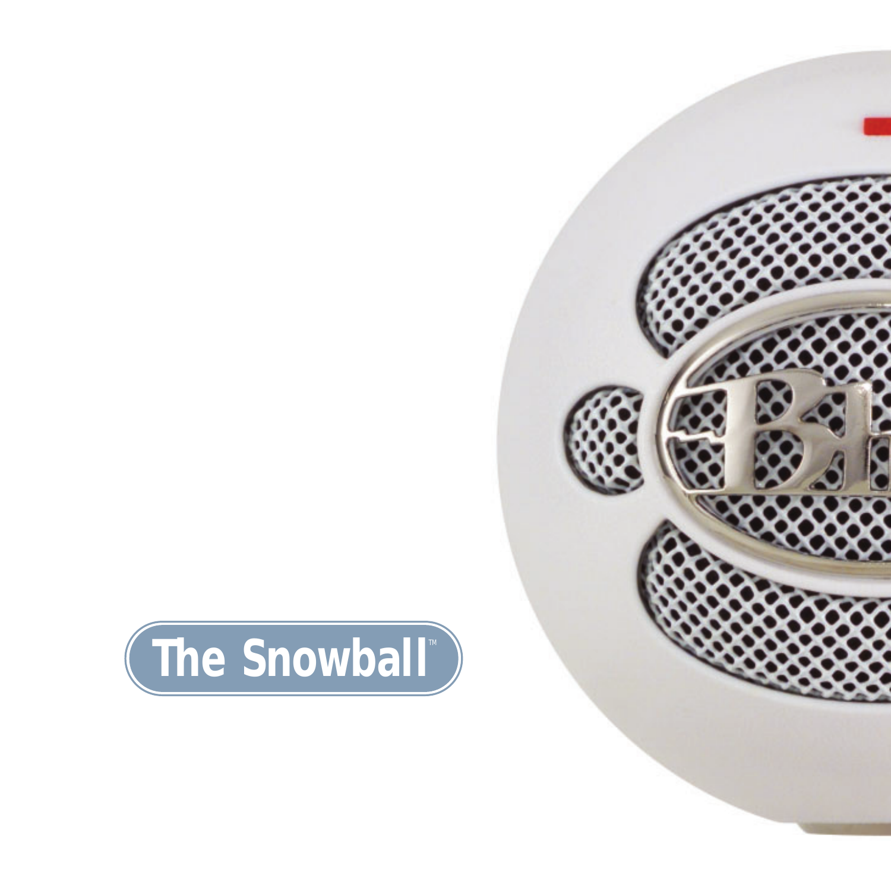# The Snowball™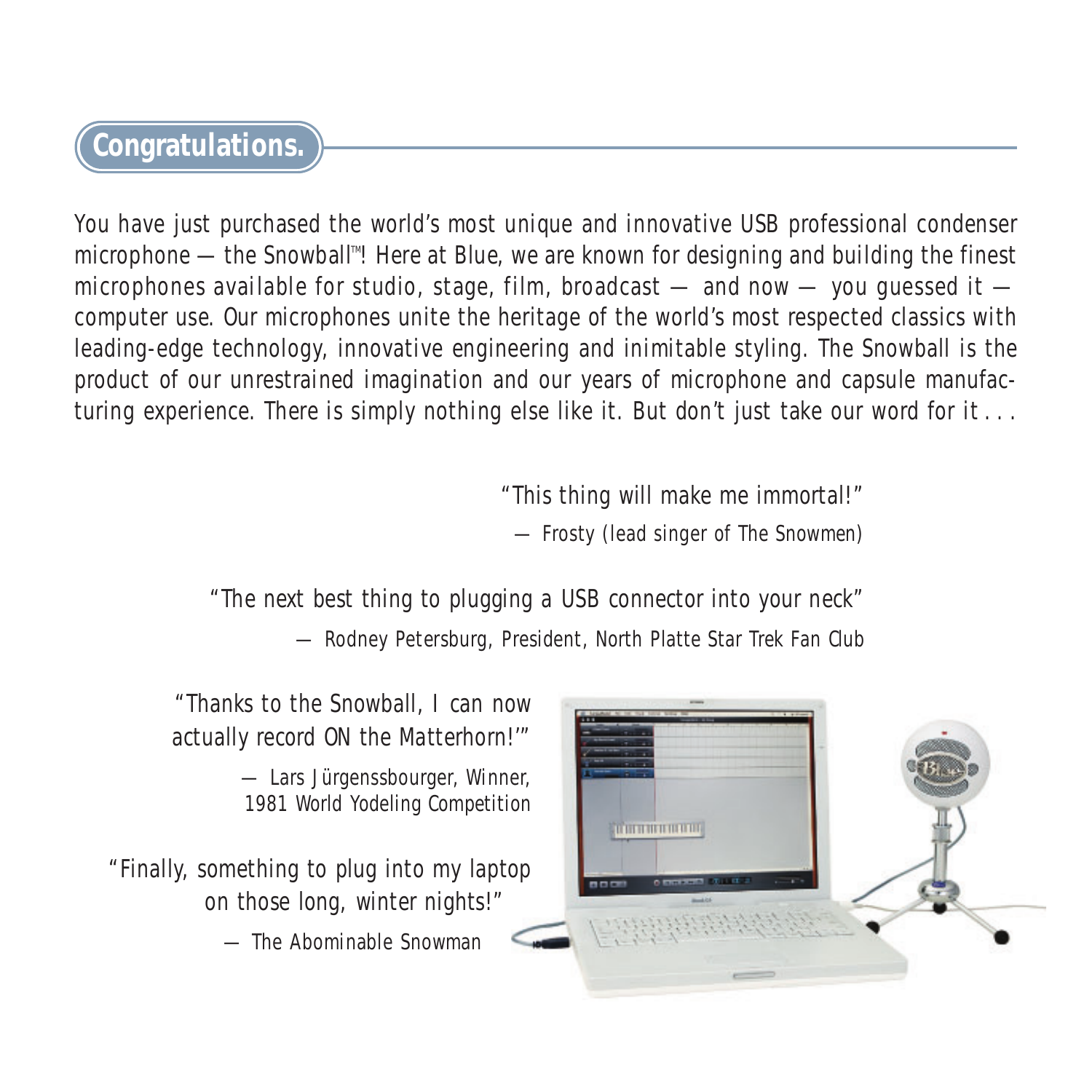## Congratulations.

You have just purchased the world's most unique and innovative USB professional condenser microphone — the Snowball™! Here at Blue, we are known for designing and building the finest microphones available for studio, stage, film, broadcast — and now — you guessed it — computer use. Our microphones unite the heritage of the world's most respected classics with leading-edge technology, innovative engineering and inimitable styling. The Snowball is the product of our unrestrained imagination and our years of microphone and capsule manufacturing experience. There is simply nothing else like it. But don't just take our word for it . . .

"This thing will make me immortal!"
— Frosty (lead singer of The Snowmen)

"The next best thing to plugging a USB connector into your neck"
— Rodney Petersburg, President, North Platte Star Trek Fan Club

"Thanks to the Snowball, I can now actually record ON the Matterhorn!'"
— Lars Jürgenssbourger, Winner, 1981 World Yodeling Competition

"Finally, something to plug into my laptop on those long, winter nights!"
— The Abominable Snowman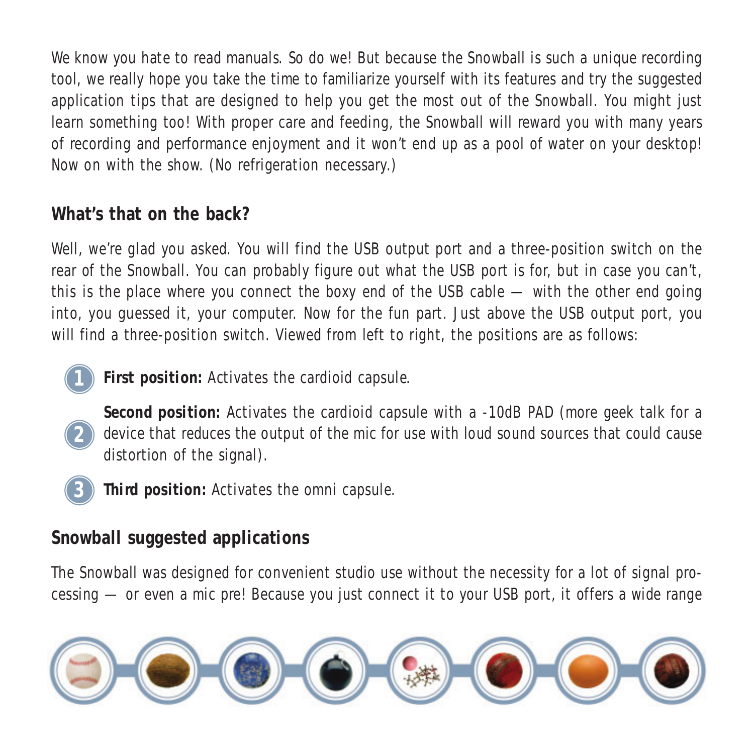We know you hate to read manuals. So do we! But because the Snowball is such a unique recording tool, we really hope you take the time to familiarize yourself with its features and try the suggested application tips that are designed to help you get the most out of the Snowball. You might just learn something too! With proper care and feeding, the Snowball will reward you with many years of recording and performance enjoyment and it won't end up as a pool of water on your desktop! Now on with the show. (No refrigeration necessary.)

## What's that on the back?

Well, we're glad you asked. You will find the USB output port and a three-position switch on the rear of the Snowball. You can probably figure out what the USB port is for, but in case you can't, this is the place where you connect the boxy end of the USB cable — with the other end going into, you guessed it, your computer. Now for the fun part. Just above the USB output port, you will find a three-position switch. Viewed from left to right, the positions are as follows:

1. **First position:** Activates the cardioid capsule.
2. **Second position:** Activates the cardioid capsule with a -10dB PAD (more geek talk for a device that reduces the output of the mic for use with loud sound sources that could cause distortion of the signal).
3. **Third position:** Activates the omni capsule.

## Snowball suggested applications

The Snowball was designed for convenient studio use without the necessity for a lot of signal processing — or even a mic pre! Because you just connect it to your USB port, it offers a wide range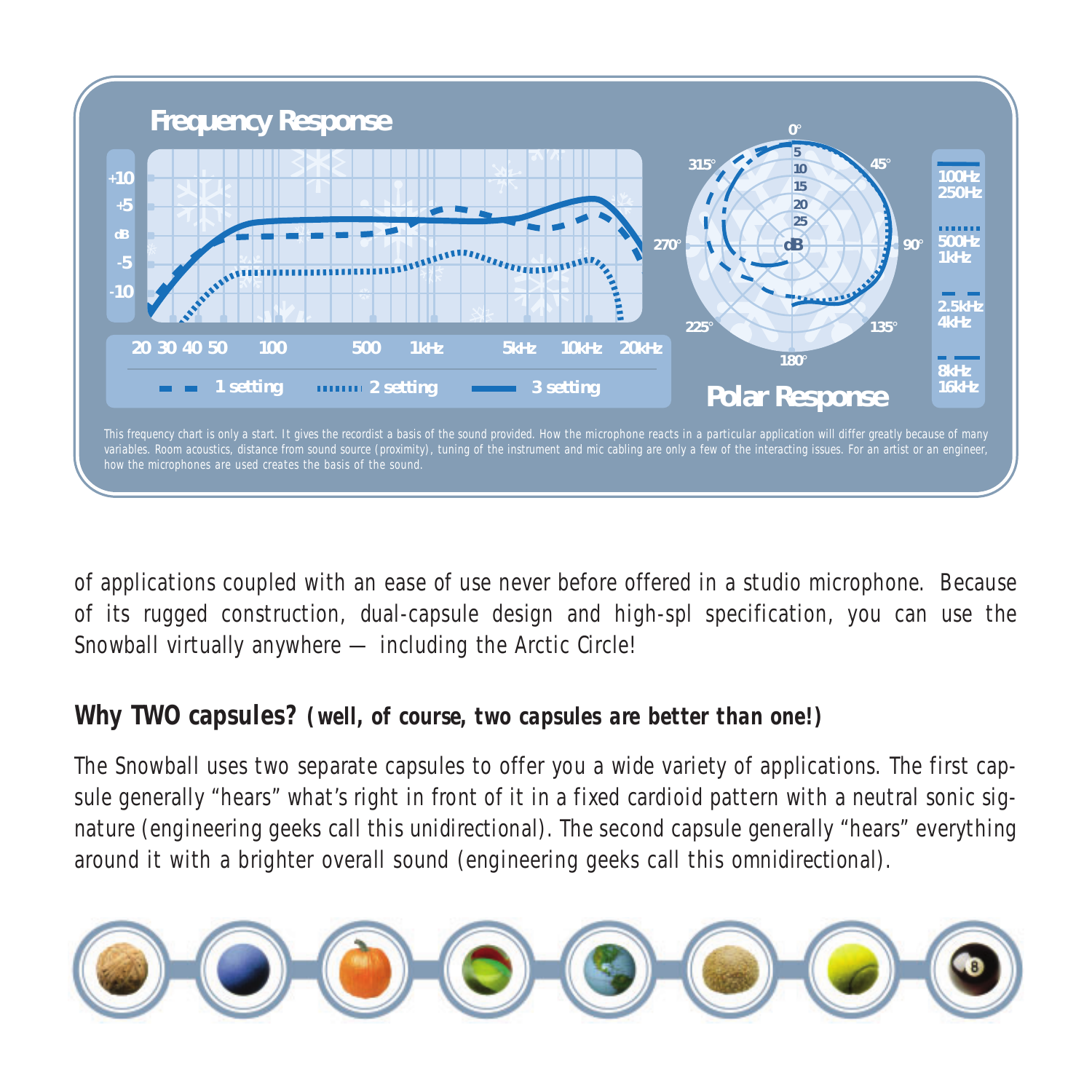## Frequency Response

+10
+5
dB
-5
-10

20 30 40 50 100 500 1kHz 5kHz 10kHz 20kHz

1 setting — 2 setting — 3 setting

## Polar Response

0° 45° 90° 135° 180° 225° 270° 315°

5 10 15 20 25 dB

100Hz 250Hz

500Hz 1kHz

2.5kHz 4kHz

8kHz 16kHz

This frequency chart is only a start. It gives the recordist a basis of the sound provided. How the microphone reacts in a particular application will differ greatly because of many variables. Room acoustics, distance from sound source (proximity), tuning of the instrument and mic cabling are only a few of the interacting issues. For an artist or an engineer, how the microphones are used creates the basis of the sound.

of applications coupled with an ease of use never before offered in a studio microphone. Because of its rugged construction, dual-capsule design and high-spl specification, you can use the Snowball virtually anywhere — including the Arctic Circle!

### Why TWO capsules? *(well, of course, two capsules are better than one!)*

The Snowball uses two separate capsules to offer you a wide variety of applications. The first capsule generally "hears" what's right in front of it in a fixed cardioid pattern with a neutral sonic signature (engineering geeks call this unidirectional). The second capsule generally "hears" everything around it with a brighter overall sound (engineering geeks call this omnidirectional).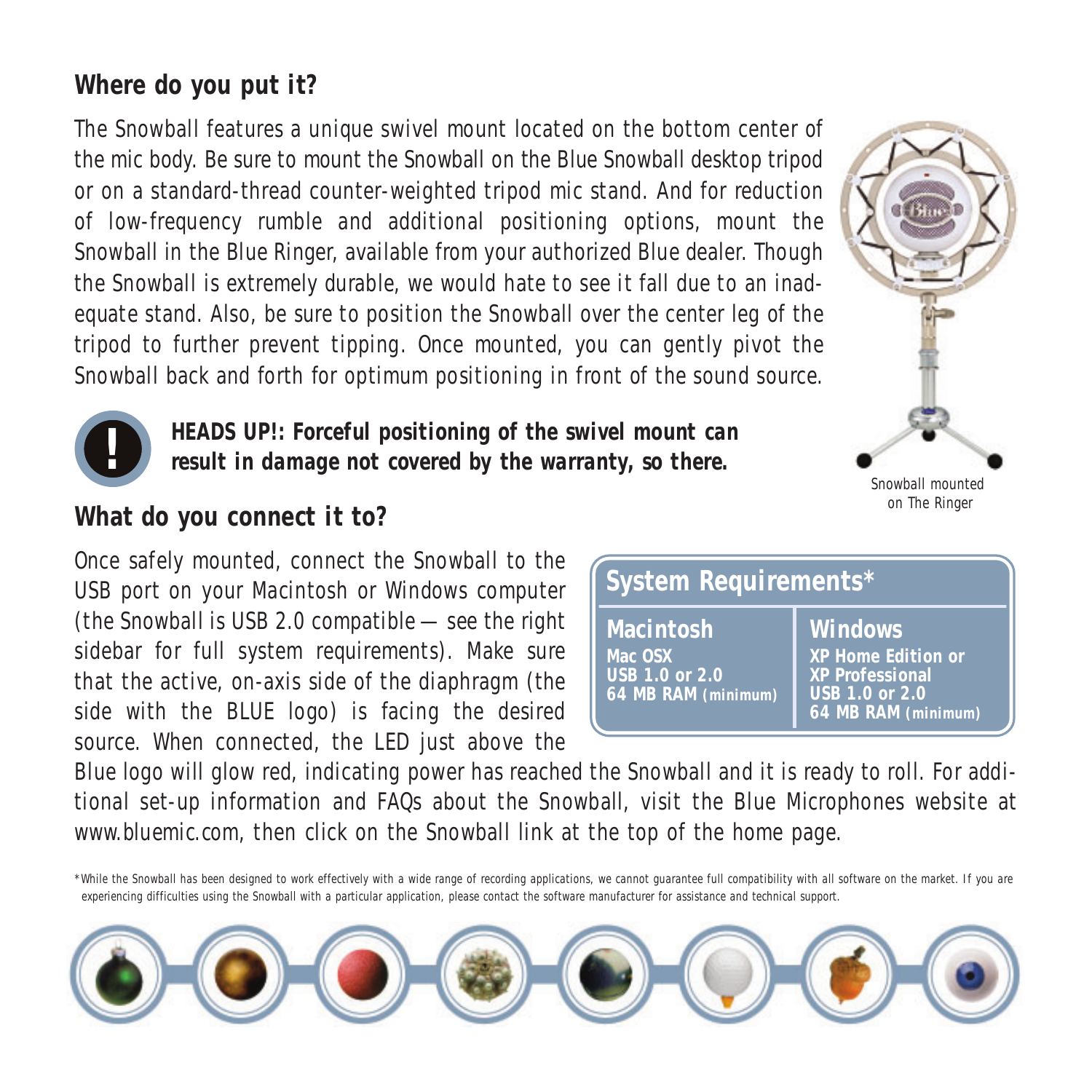## Where do you put it?

The Snowball features a unique swivel mount located on the bottom center of the mic body. Be sure to mount the Snowball on the Blue Snowball desktop tripod or on a standard-thread counter-weighted tripod mic stand. And for reduction of low-frequency rumble and additional positioning options, mount the Snowball in the Blue Ringer, available from your authorized Blue dealer. Though the Snowball is extremely durable, we would hate to see it fall due to an inadequate stand. Also, be sure to position the Snowball over the center leg of the tripod to further prevent tipping. Once mounted, you can gently pivot the Snowball back and forth for optimum positioning in front of the sound source.

***HEADS UP!: Forceful positioning of the swivel mount can result in damage not covered by the warranty, so there.***

Snowball mounted on The Ringer

## What do you connect it to?

Once safely mounted, connect the Snowball to the USB port on your Macintosh or Windows computer (the Snowball is USB 2.0 compatible — see the right sidebar for full system requirements). Make sure that the active, on-axis side of the diaphragm (the side with the BLUE logo) is facing the desired source. When connected, the LED just above the Blue logo will glow red, indicating power has reached the Snowball and it is ready to roll. For additional set-up information and FAQs about the Snowball, visit the Blue Microphones website at www.bluemic.com, then click on the Snowball link at the top of the home page.

### System Requirements*

| Macintosh | Windows |
|---|---|
| Mac OSX<br>USB 1.0 or 2.0<br>64 MB RAM (minimum) | XP Home Edition or<br>XP Professional<br>USB 1.0 or 2.0<br>64 MB RAM (minimum) |

*While the Snowball has been designed to work effectively with a wide range of recording applications, we cannot guarantee full compatibility with all software on the market. If you are experiencing difficulties using the Snowball with a particular application, please contact the software manufacturer for assistance and technical support.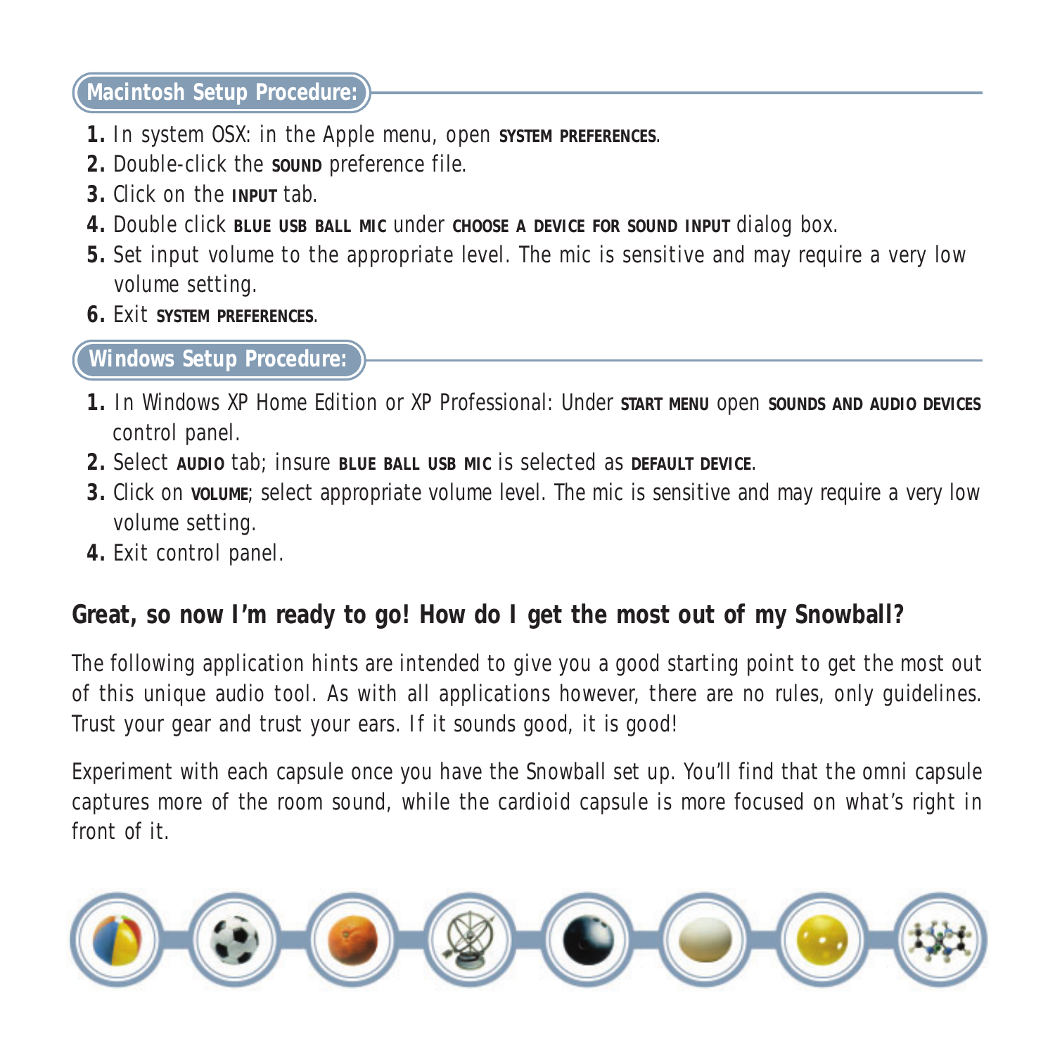## Macintosh Setup Procedure:

1. In system OSX: in the Apple menu, open **SYSTEM PREFERENCES**.
2. Double-click the **SOUND** preference file.
3. Click on the **INPUT** tab.
4. Double click **BLUE USB BALL MIC** under **CHOOSE A DEVICE FOR SOUND INPUT** dialog box.
5. Set input volume to the appropriate level. The mic is sensitive and may require a very low volume setting.
6. Exit **SYSTEM PREFERENCES**.

## Windows Setup Procedure:

1. In Windows XP Home Edition or XP Professional: Under **START MENU** open **SOUNDS AND AUDIO DEVICES** control panel.
2. Select **AUDIO** tab; insure **BLUE BALL USB MIC** is selected as **DEFAULT DEVICE**.
3. Click on **VOLUME**; select appropriate volume level. The mic is sensitive and may require a very low volume setting.
4. Exit control panel.

## Great, so now I'm ready to go! How do I get the most out of my Snowball?

The following application hints are intended to give you a good starting point to get the most out of this unique audio tool. As with all applications however, there are no rules, only guidelines. Trust your gear and trust your ears. If it sounds good, it is good!

Experiment with each capsule once you have the Snowball set up. You'll find that the omni capsule captures more of the room sound, while the cardioid capsule is more focused on what's right in front of it.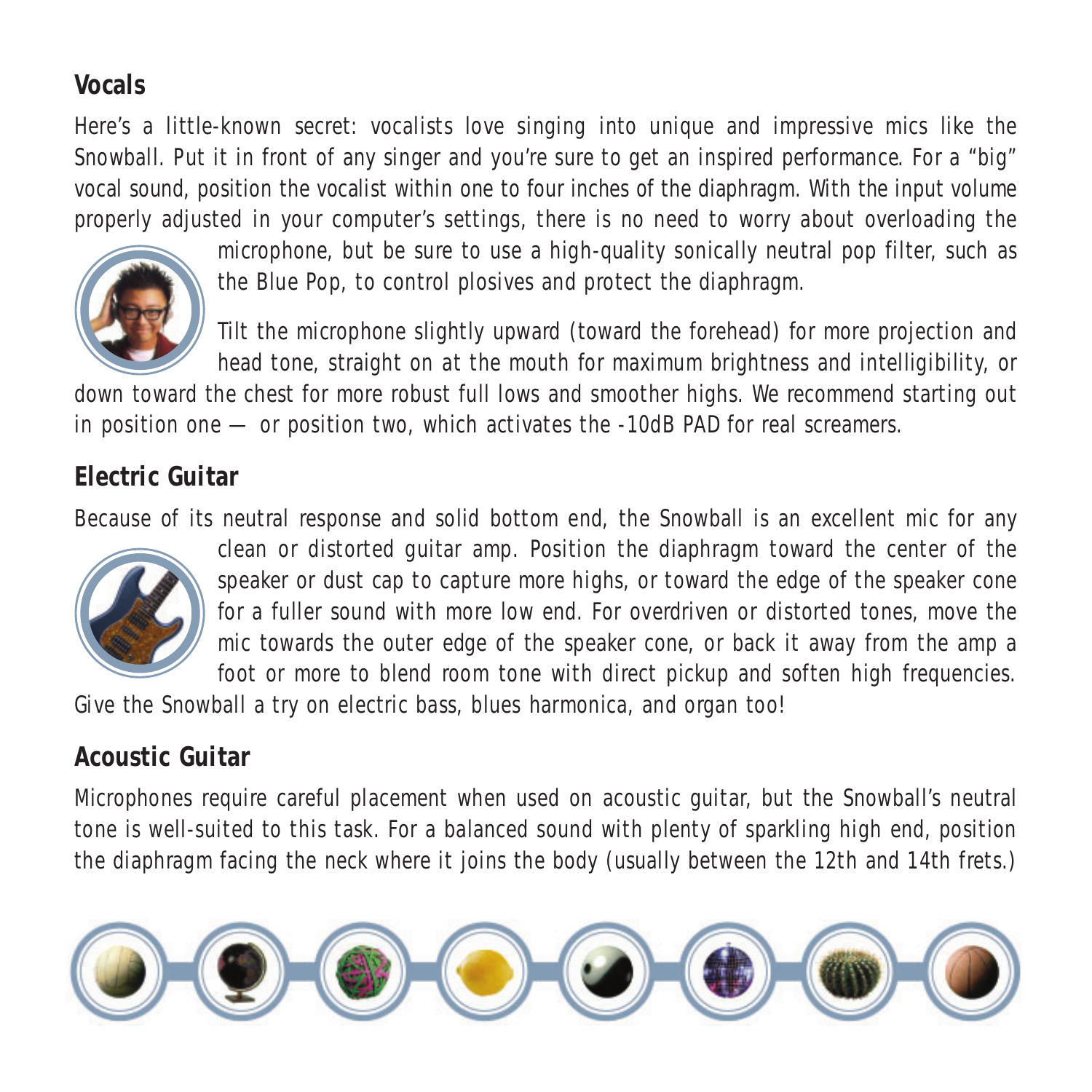## Vocals

Here's a little-known secret: vocalists love singing into unique and impressive mics like the Snowball. Put it in front of any singer and you're sure to get an inspired performance. For a "big" vocal sound, position the vocalist within one to four inches of the diaphragm. With the input volume properly adjusted in your computer's settings, there is no need to worry about overloading the microphone, but be sure to use a high-quality sonically neutral pop filter, such as the Blue Pop, to control plosives and protect the diaphragm.

Tilt the microphone slightly upward (toward the forehead) for more projection and head tone, straight on at the mouth for maximum brightness and intelligibility, or down toward the chest for more robust full lows and smoother highs. We recommend starting out in position one — or position two, which activates the -10dB PAD for real screamers.

## Electric Guitar

Because of its neutral response and solid bottom end, the Snowball is an excellent mic for any clean or distorted guitar amp. Position the diaphragm toward the center of the speaker or dust cap to capture more highs, or toward the edge of the speaker cone for a fuller sound with more low end. For overdriven or distorted tones, move the mic towards the outer edge of the speaker cone, or back it away from the amp a foot or more to blend room tone with direct pickup and soften high frequencies. Give the Snowball a try on electric bass, blues harmonica, and organ too!

## Acoustic Guitar

Microphones require careful placement when used on acoustic guitar, but the Snowball's neutral tone is well-suited to this task. For a balanced sound with plenty of sparkling high end, position the diaphragm facing the neck where it joins the body (usually between the 12th and 14th frets.)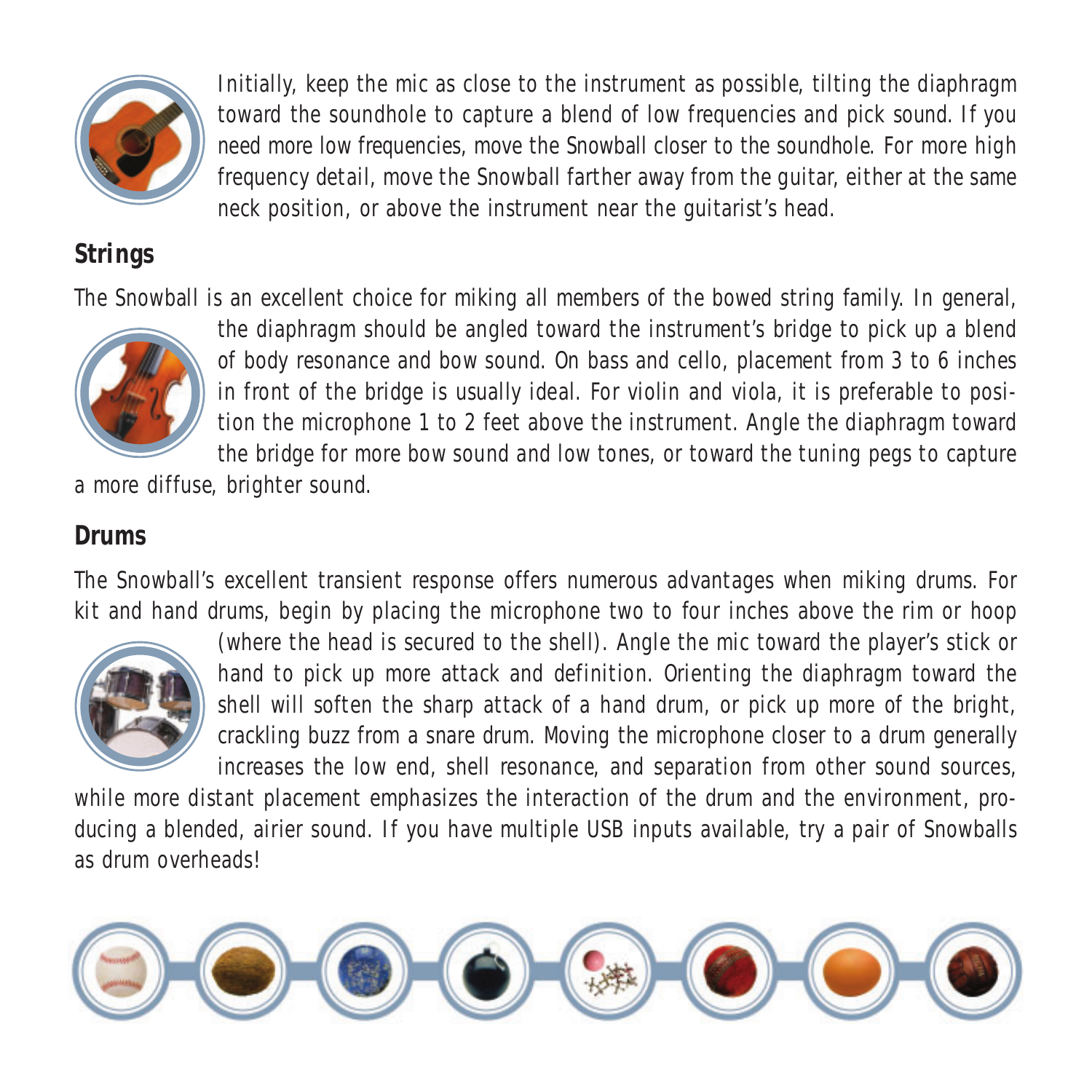Initially, keep the mic as close to the instrument as possible, tilting the diaphragm toward the soundhole to capture a blend of low frequencies and pick sound. If you need more low frequencies, move the Snowball closer to the soundhole. For more high frequency detail, move the Snowball farther away from the guitar, either at the same neck position, or above the instrument near the guitarist's head.

## Strings

The Snowball is an excellent choice for miking all members of the bowed string family. In general, the diaphragm should be angled toward the instrument's bridge to pick up a blend of body resonance and bow sound. On bass and cello, placement from 3 to 6 inches in front of the bridge is usually ideal. For violin and viola, it is preferable to position the microphone 1 to 2 feet above the instrument. Angle the diaphragm toward the bridge for more bow sound and low tones, or toward the tuning pegs to capture a more diffuse, brighter sound.

## Drums

The Snowball's excellent transient response offers numerous advantages when miking drums. For kit and hand drums, begin by placing the microphone two to four inches above the rim or hoop (where the head is secured to the shell). Angle the mic toward the player's stick or hand to pick up more attack and definition. Orienting the diaphragm toward the shell will soften the sharp attack of a hand drum, or pick up more of the bright, crackling buzz from a snare drum. Moving the microphone closer to a drum generally increases the low end, shell resonance, and separation from other sound sources, while more distant placement emphasizes the interaction of the drum and the environment, producing a blended, airier sound. If you have multiple USB inputs available, try a pair of Snowballs as drum overheads!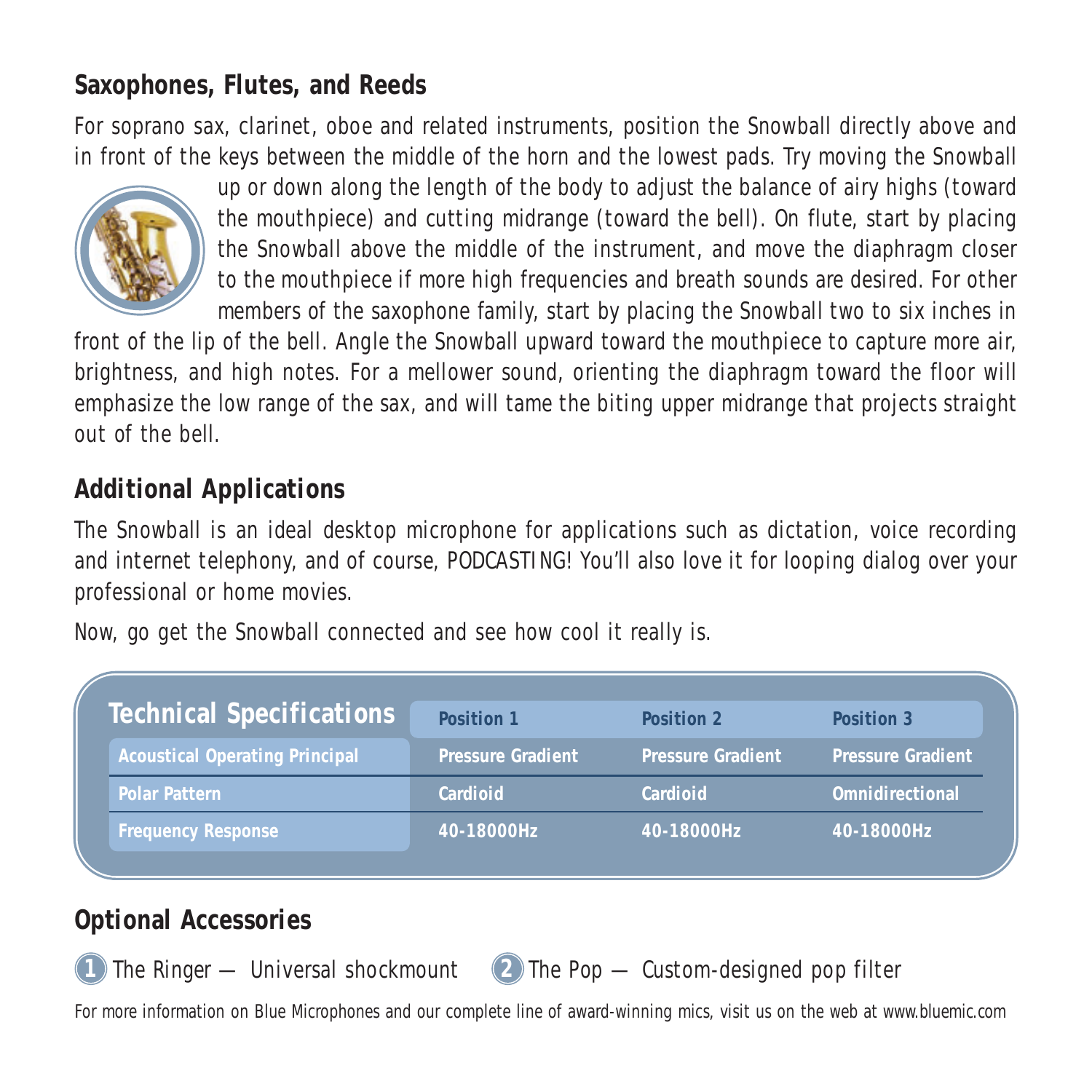## Saxophones, Flutes, and Reeds

For soprano sax, clarinet, oboe and related instruments, position the Snowball directly above and in front of the keys between the middle of the horn and the lowest pads. Try moving the Snowball up or down along the length of the body to adjust the balance of airy highs (toward the mouthpiece) and cutting midrange (toward the bell). On flute, start by placing the Snowball above the middle of the instrument, and move the diaphragm closer to the mouthpiece if more high frequencies and breath sounds are desired. For other members of the saxophone family, start by placing the Snowball two to six inches in front of the lip of the bell. Angle the Snowball upward toward the mouthpiece to capture more air, brightness, and high notes. For a mellower sound, orienting the diaphragm toward the floor will emphasize the low range of the sax, and will tame the biting upper midrange that projects straight out of the bell.

## Additional Applications

The Snowball is an ideal desktop microphone for applications such as dictation, voice recording and internet telephony, and of course, PODCASTING! You'll also love it for looping dialog over your professional or home movies.

Now, go get the Snowball connected and see how cool it really is.

| Technical Specifications | Position 1 | Position 2 | Position 3 |
|---|---|---|---|
| Acoustical Operating Principal | Pressure Gradient | Pressure Gradient | Pressure Gradient |
| Polar Pattern | Cardioid | Cardioid | Omnidirectional |
| Frequency Response | 40-18000Hz | 40-18000Hz | 40-18000Hz |

## Optional Accessories

1. The Ringer — Universal shockmount
2. The Pop — Custom-designed pop filter

For more information on Blue Microphones and our complete line of award-winning mics, visit us on the web at www.bluemic.com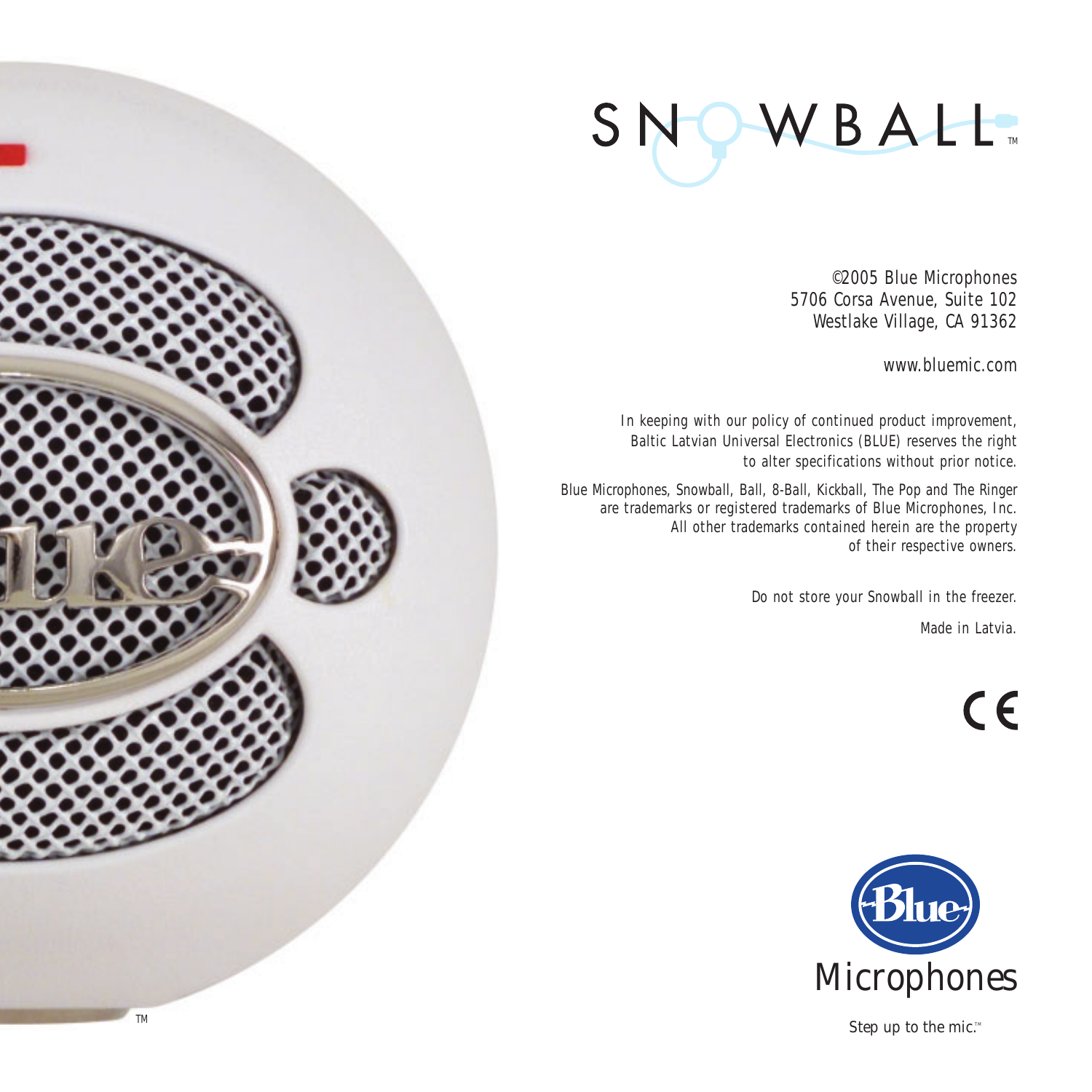# SNOWBALL™

©2005 Blue Microphones
5706 Corsa Avenue, Suite 102
Westlake Village, CA 91362

www.bluemic.com

In keeping with our policy of continued product improvement, Baltic Latvian Universal Electronics (BLUE) reserves the right to alter specifications without prior notice.

Blue Microphones, Snowball, Ball, 8-Ball, Kickball, The Pop and The Ringer are trademarks or registered trademarks of Blue Microphones, Inc. All other trademarks contained herein are the property of their respective owners.

Do not store your Snowball in the freezer.

Made in Latvia.

CE

Blue Microphones

Step up to the mic.™

TM